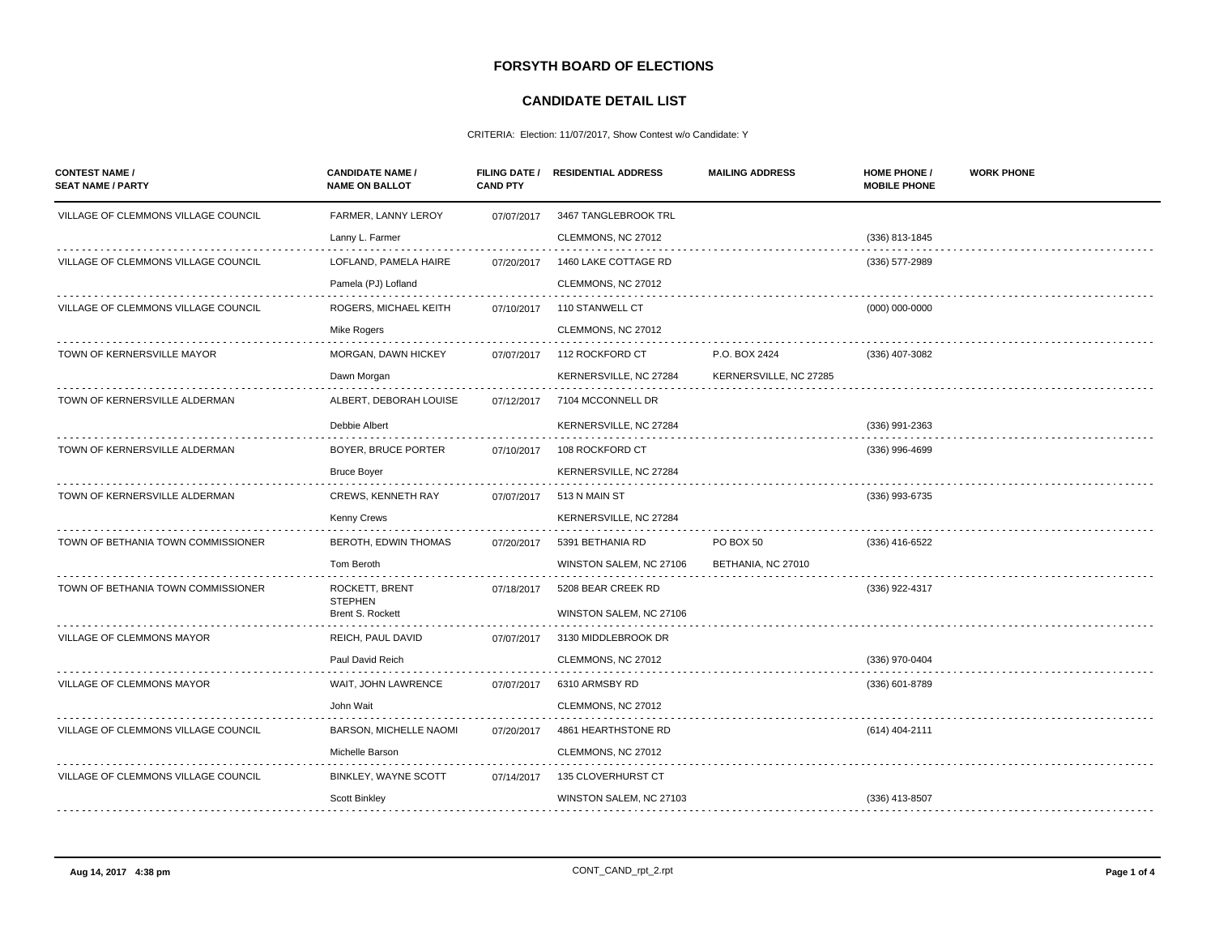# FORSYTH BOARD OF ELECTIONS

## CANDIDATE DETAIL LIST

CRITERIA: Election: 11/07/2017, Show Contest w/o Candidate: Y

| CONTEST NAME / SEAT NAME / PARTY | CANDIDATE NAME / NAME ON BALLOT | FILING DATE / CAND PTY | RESIDENTIAL ADDRESS | MAILING ADDRESS | HOME PHONE / MOBILE PHONE | WORK PHONE |
|---|---|---|---|---|---|---|
| VILLAGE OF CLEMMONS VILLAGE COUNCIL | FARMER, LANNY LEROY<br>Lanny L. Farmer | 07/07/2017 | 3467 TANGLEBROOK TRL<br>CLEMMONS, NC 27012 | | (336) 813-1845 | |
| VILLAGE OF CLEMMONS VILLAGE COUNCIL | LOFLAND, PAMELA HAIRE<br>Pamela (PJ) Lofland | 07/20/2017 | 1460 LAKE COTTAGE RD<br>CLEMMONS, NC 27012 | | (336) 577-2989 | |
| VILLAGE OF CLEMMONS VILLAGE COUNCIL | ROGERS, MICHAEL KEITH<br>Mike Rogers | 07/10/2017 | 110 STANWELL CT<br>CLEMMONS, NC 27012 | | (000) 000-0000 | |
| TOWN OF KERNERSVILLE MAYOR | MORGAN, DAWN HICKEY<br>Dawn Morgan | 07/07/2017 | 112 ROCKFORD CT<br>KERNERSVILLE, NC 27284 | P.O. BOX 2424<br>KERNERSVILLE, NC 27285 | (336) 407-3082 | |
| TOWN OF KERNERSVILLE ALDERMAN | ALBERT, DEBORAH LOUISE<br>Debbie Albert | 07/12/2017 | 7104 MCCONNELL DR<br>KERNERSVILLE, NC 27284 | | (336) 991-2363 | |
| TOWN OF KERNERSVILLE ALDERMAN | BOYER, BRUCE PORTER<br>Bruce Boyer | 07/10/2017 | 108 ROCKFORD CT<br>KERNERSVILLE, NC 27284 | | (336) 996-4699 | |
| TOWN OF KERNERSVILLE ALDERMAN | CREWS, KENNETH RAY<br>Kenny Crews | 07/07/2017 | 513 N MAIN ST<br>KERNERSVILLE, NC 27284 | | (336) 993-6735 | |
| TOWN OF BETHANIA TOWN COMMISSIONER | BEROTH, EDWIN THOMAS<br>Tom Beroth | 07/20/2017 | 5391 BETHANIA RD<br>WINSTON SALEM, NC 27106 | PO BOX 50<br>BETHANIA, NC 27010 | (336) 416-6522 | |
| TOWN OF BETHANIA TOWN COMMISSIONER | ROCKETT, BRENT STEPHEN<br>Brent S. Rockett | 07/18/2017 | 5208 BEAR CREEK RD<br>WINSTON SALEM, NC 27106 | | (336) 922-4317 | |
| VILLAGE OF CLEMMONS MAYOR | REICH, PAUL DAVID<br>Paul David Reich | 07/07/2017 | 3130 MIDDLEBROOK DR<br>CLEMMONS, NC 27012 | | (336) 970-0404 | |
| VILLAGE OF CLEMMONS MAYOR | WAIT, JOHN LAWRENCE<br>John Wait | 07/07/2017 | 6310 ARMSBY RD<br>CLEMMONS, NC 27012 | | (336) 601-8789 | |
| VILLAGE OF CLEMMONS VILLAGE COUNCIL | BARSON, MICHELLE NAOMI<br>Michelle Barson | 07/20/2017 | 4861 HEARTHSTONE RD<br>CLEMMONS, NC 27012 | | (614) 404-2111 | |
| VILLAGE OF CLEMMONS VILLAGE COUNCIL | BINKLEY, WAYNE SCOTT<br>Scott Binkley | 07/14/2017 | 135 CLOVERHURST CT<br>WINSTON SALEM, NC 27103 | | (336) 413-8507 | |

Aug 14, 2017 4:38 pm CONT_CAND_rpt_2.rpt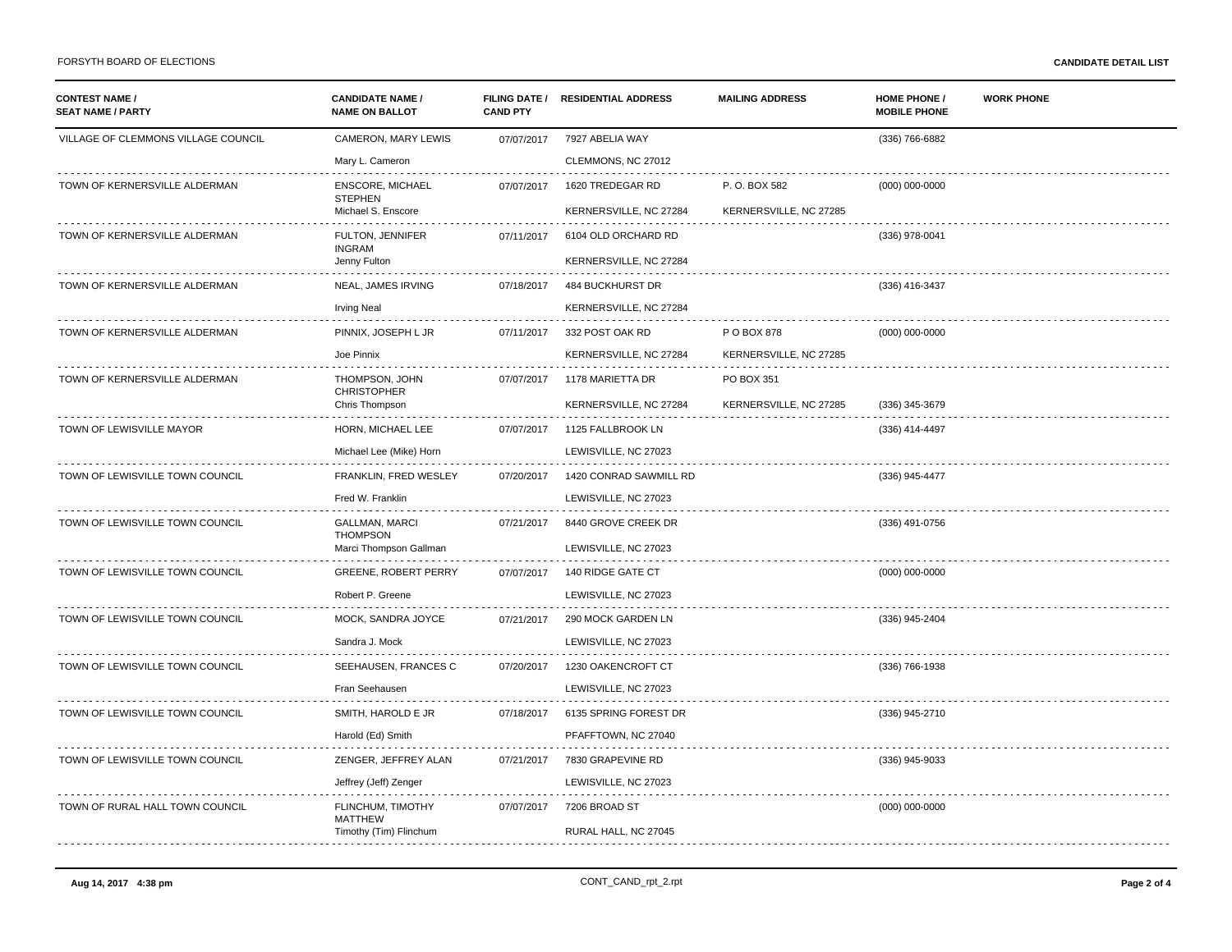| CONTEST NAME / SEAT NAME / PARTY | CANDIDATE NAME / NAME ON BALLOT | FILING DATE / CAND PTY | RESIDENTIAL ADDRESS | MAILING ADDRESS | HOME PHONE / MOBILE PHONE | WORK PHONE |
|---|---|---|---|---|---|---|
| VILLAGE OF CLEMMONS VILLAGE COUNCIL | CAMERON, MARY LEWIS<br>Mary L. Cameron | 07/07/2017 | 7927 ABELIA WAY<br>CLEMMONS, NC 27012 | | (336) 766-6882 | |
| TOWN OF KERNERSVILLE ALDERMAN | ENSCORE, MICHAEL STEPHEN<br>Michael S. Enscore | 07/07/2017 | 1620 TREDEGAR RD<br>KERNERSVILLE, NC 27284 | P. O. BOX 582<br>KERNERSVILLE, NC 27285 | (000) 000-0000 | |
| TOWN OF KERNERSVILLE ALDERMAN | FULTON, JENNIFER INGRAM<br>Jenny Fulton | 07/11/2017 | 6104 OLD ORCHARD RD<br>KERNERSVILLE, NC 27284 | | (336) 978-0041 | |
| TOWN OF KERNERSVILLE ALDERMAN | NEAL, JAMES IRVING<br>Irving Neal | 07/18/2017 | 484 BUCKHURST DR<br>KERNERSVILLE, NC 27284 | | (336) 416-3437 | |
| TOWN OF KERNERSVILLE ALDERMAN | PINNIX, JOSEPH L JR<br>Joe Pinnix | 07/11/2017 | 332 POST OAK RD<br>KERNERSVILLE, NC 27284 | P O BOX 878<br>KERNERSVILLE, NC 27285 | (000) 000-0000 | |
| TOWN OF KERNERSVILLE ALDERMAN | THOMPSON, JOHN CHRISTOPHER<br>Chris Thompson | 07/07/2017 | 1178 MARIETTA DR<br>KERNERSVILLE, NC 27284 | PO BOX 351<br>KERNERSVILLE, NC 27285 | (336) 345-3679 | |
| TOWN OF LEWISVILLE MAYOR | HORN, MICHAEL LEE<br>Michael Lee (Mike) Horn | 07/07/2017 | 1125 FALLBROOK LN<br>LEWISVILLE, NC 27023 | | (336) 414-4497 | |
| TOWN OF LEWISVILLE TOWN COUNCIL | FRANKLIN, FRED WESLEY<br>Fred W. Franklin | 07/20/2017 | 1420 CONRAD SAWMILL RD<br>LEWISVILLE, NC 27023 | | (336) 945-4477 | |
| TOWN OF LEWISVILLE TOWN COUNCIL | GALLMAN, MARCI THOMPSON<br>Marci Thompson Gallman | 07/21/2017 | 8440 GROVE CREEK DR<br>LEWISVILLE, NC 27023 | | (336) 491-0756 | |
| TOWN OF LEWISVILLE TOWN COUNCIL | GREENE, ROBERT PERRY<br>Robert P. Greene | 07/07/2017 | 140 RIDGE GATE CT<br>LEWISVILLE, NC 27023 | | (000) 000-0000 | |
| TOWN OF LEWISVILLE TOWN COUNCIL | MOCK, SANDRA JOYCE<br>Sandra J. Mock | 07/21/2017 | 290 MOCK GARDEN LN<br>LEWISVILLE, NC 27023 | | (336) 945-2404 | |
| TOWN OF LEWISVILLE TOWN COUNCIL | SEEHAUSEN, FRANCES C<br>Fran Seehausen | 07/20/2017 | 1230 OAKENCROFT CT<br>LEWISVILLE, NC 27023 | | (336) 766-1938 | |
| TOWN OF LEWISVILLE TOWN COUNCIL | SMITH, HAROLD E JR<br>Harold (Ed) Smith | 07/18/2017 | 6135 SPRING FOREST DR<br>PFAFFTOWN, NC 27040 | | (336) 945-2710 | |
| TOWN OF LEWISVILLE TOWN COUNCIL | ZENGER, JEFFREY ALAN<br>Jeffrey (Jeff) Zenger | 07/21/2017 | 7830 GRAPEVINE RD<br>LEWISVILLE, NC 27023 | | (336) 945-9033 | |
| TOWN OF RURAL HALL TOWN COUNCIL | FLINCHUM, TIMOTHY MATTHEW<br>Timothy (Tim) Flinchum | 07/07/2017 | 7206 BROAD ST<br>RURAL HALL, NC 27045 | | (000) 000-0000 | |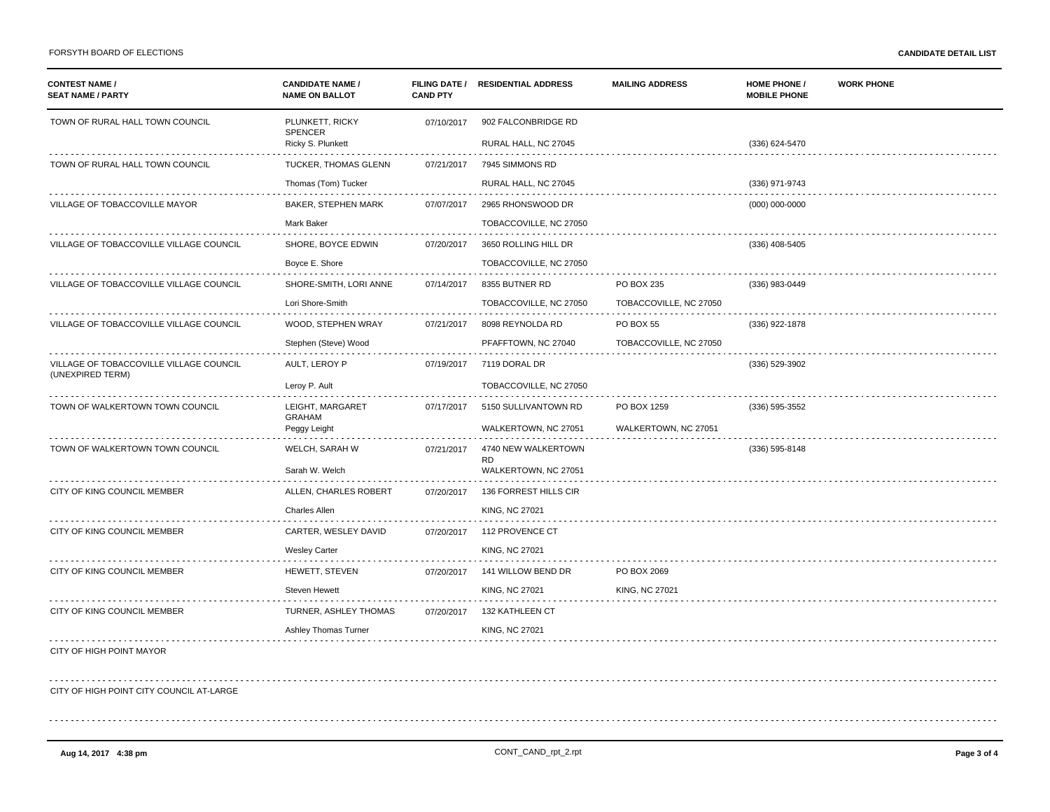| CONTEST NAME / SEAT NAME / PARTY | CANDIDATE NAME / NAME ON BALLOT | FILING DATE / CAND PTY | RESIDENTIAL ADDRESS | MAILING ADDRESS | HOME PHONE / MOBILE PHONE | WORK PHONE |
|---|---|---|---|---|---|---|
| TOWN OF RURAL HALL TOWN COUNCIL | PLUNKETT, RICKY SPENCER<br>Ricky S. Plunkett | 07/10/2017 | 902 FALCONBRIDGE RD<br>RURAL HALL, NC 27045 | | (336) 624-5470 | |
| TOWN OF RURAL HALL TOWN COUNCIL | TUCKER, THOMAS GLENN<br>Thomas (Tom) Tucker | 07/21/2017 | 7945 SIMMONS RD<br>RURAL HALL, NC 27045 | | (336) 971-9743 | |
| VILLAGE OF TOBACCOVILLE MAYOR | BAKER, STEPHEN MARK<br>Mark Baker | 07/07/2017 | 2965 RHONSWOOD DR<br>TOBACCOVILLE, NC 27050 | | (000) 000-0000 | |
| VILLAGE OF TOBACCOVILLE VILLAGE COUNCIL | SHORE, BOYCE EDWIN<br>Boyce E. Shore | 07/20/2017 | 3650 ROLLING HILL DR<br>TOBACCOVILLE, NC 27050 | | (336) 408-5405 | |
| VILLAGE OF TOBACCOVILLE VILLAGE COUNCIL | SHORE-SMITH, LORI ANNE<br>Lori Shore-Smith | 07/14/2017 | 8355 BUTNER RD<br>TOBACCOVILLE, NC 27050 | PO BOX 235<br>TOBACCOVILLE, NC 27050 | (336) 983-0449 | |
| VILLAGE OF TOBACCOVILLE VILLAGE COUNCIL | WOOD, STEPHEN WRAY<br>Stephen (Steve) Wood | 07/21/2017 | 8098 REYNOLDA RD<br>PFAFFTOWN, NC 27040 | PO BOX 55<br>TOBACCOVILLE, NC 27050 | (336) 922-1878 | |
| VILLAGE OF TOBACCOVILLE VILLAGE COUNCIL (UNEXPIRED TERM) | AULT, LEROY P<br>Leroy P. Ault | 07/19/2017 | 7119 DORAL DR<br>TOBACCOVILLE, NC 27050 | | (336) 529-3902 | |
| TOWN OF WALKERTOWN TOWN COUNCIL | LEIGHT, MARGARET GRAHAM<br>Peggy Leight | 07/17/2017 | 5150 SULLIVANTOWN RD<br>WALKERTOWN, NC 27051 | PO BOX 1259<br>WALKERTOWN, NC 27051 | (336) 595-3552 | |
| TOWN OF WALKERTOWN TOWN COUNCIL | WELCH, SARAH W<br>Sarah W. Welch | 07/21/2017 | 4740 NEW WALKERTOWN RD<br>WALKERTOWN, NC 27051 | | (336) 595-8148 | |
| CITY OF KING COUNCIL MEMBER | ALLEN, CHARLES ROBERT<br>Charles Allen | 07/20/2017 | 136 FORREST HILLS CIR<br>KING, NC 27021 | | | |
| CITY OF KING COUNCIL MEMBER | CARTER, WESLEY DAVID<br>Wesley Carter | 07/20/2017 | 112 PROVENCE CT<br>KING, NC 27021 | | | |
| CITY OF KING COUNCIL MEMBER | HEWETT, STEVEN<br>Steven Hewett | 07/20/2017 | 141 WILLOW BEND DR<br>KING, NC 27021 | PO BOX 2069<br>KING, NC 27021 | | |
| CITY OF KING COUNCIL MEMBER | TURNER, ASHLEY THOMAS<br>Ashley Thomas Turner | 07/20/2017 | 132 KATHLEEN CT<br>KING, NC 27021 | | | |
| CITY OF HIGH POINT MAYOR | | | | | | |
| CITY OF HIGH POINT CITY COUNCIL AT-LARGE | | | | | | |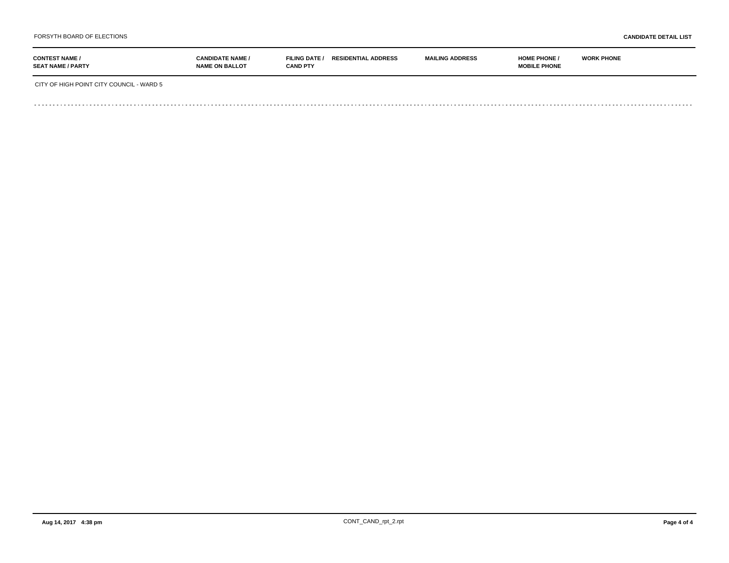| CONTEST NAME / SEAT NAME / PARTY | CANDIDATE NAME / NAME ON BALLOT | FILING DATE / CAND PTY | RESIDENTIAL ADDRESS | MAILING ADDRESS | HOME PHONE / MOBILE PHONE | WORK PHONE |
| --- | --- | --- | --- | --- | --- | --- |
| CITY OF HIGH POINT CITY COUNCIL - WARD 5 | | | | | | |